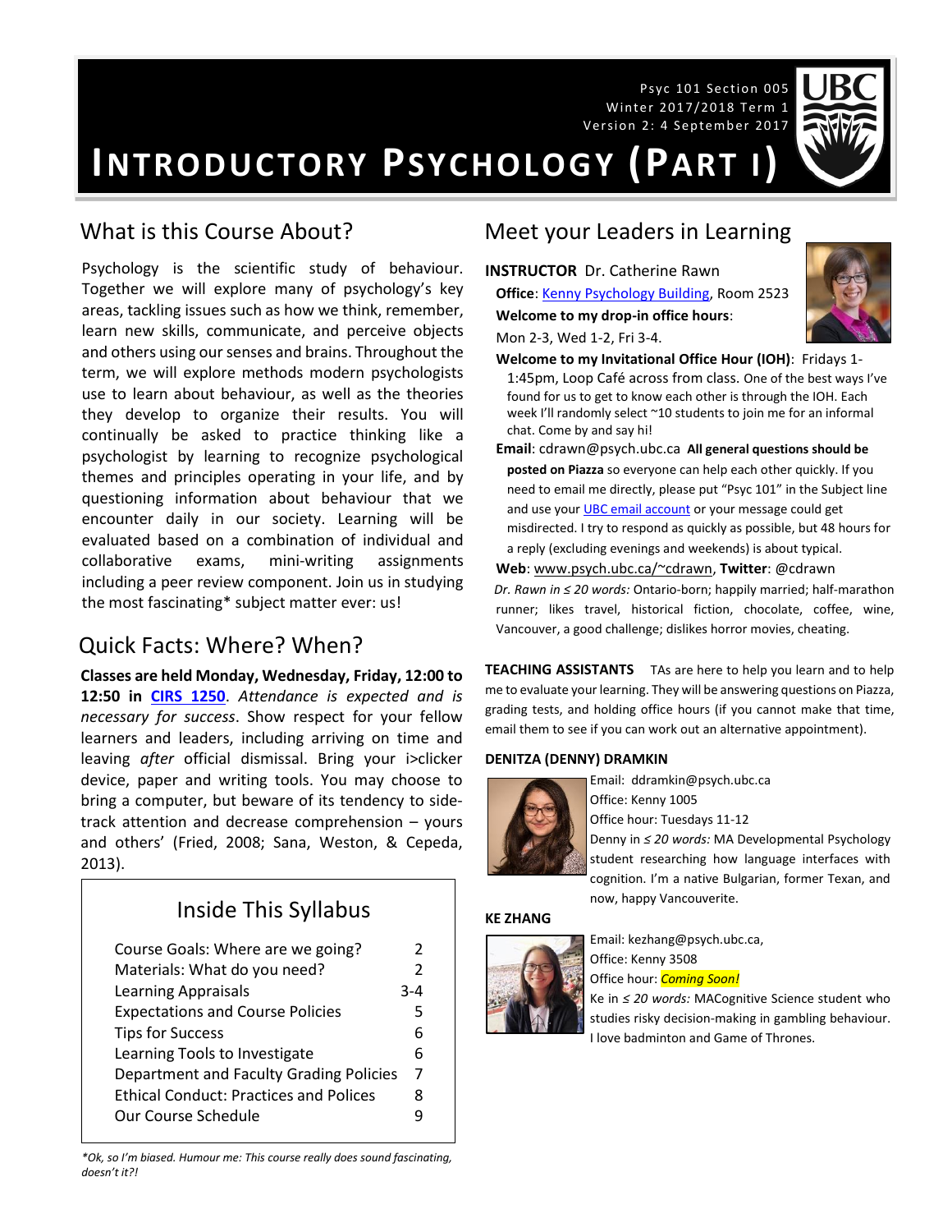Psyc 101 Section 005
Winter 2017/2018 Term 1
Version 2: 4 September 2017

# INTRODUCTORY PSYCHOLOGY (PART I)

## What is this Course About?

Psychology is the scientific study of behaviour. Together we will explore many of psychology's key areas, tackling issues such as how we think, remember, learn new skills, communicate, and perceive objects and others using our senses and brains. Throughout the term, we will explore methods modern psychologists use to learn about behaviour, as well as the theories they develop to organize their results. You will continually be asked to practice thinking like a psychologist by learning to recognize psychological themes and principles operating in your life, and by questioning information about behaviour that we encounter daily in our society. Learning will be evaluated based on a combination of individual and collaborative exams, mini-writing assignments including a peer review component. Join us in studying the most fascinating* subject matter ever: us!

## Quick Facts: Where? When?

**Classes are held Monday, Wednesday, Friday, 12:00 to 12:50 in [CIRS 1250](#).** *Attendance is expected and is necessary for success*. Show respect for your fellow learners and leaders, including arriving on time and leaving *after* official dismissal. Bring your i>clicker device, paper and writing tools. You may choose to bring a computer, but beware of its tendency to side-track attention and decrease comprehension – yours and others' (Fried, 2008; Sana, Weston, & Cepeda, 2013).

### Inside This Syllabus

| | |
|---|---|
| Course Goals: Where are we going? | 2 |
| Materials: What do you need? | 2 |
| Learning Appraisals | 3-4 |
| Expectations and Course Policies | 5 |
| Tips for Success | 6 |
| Learning Tools to Investigate | 6 |
| Department and Faculty Grading Policies | 7 |
| Ethical Conduct: Practices and Polices | 8 |
| Our Course Schedule | 9 |

*\*Ok, so I'm biased. Humour me: This course really does sound fascinating, doesn't it?!*

## Meet your Leaders in Learning

**INSTRUCTOR** Dr. Catherine Rawn

**Office**: [Kenny Psychology Building](#), Room 2523

**Welcome to my drop-in office hours**: Mon 2-3, Wed 1-2, Fri 3-4.

**Welcome to my Invitational Office Hour (IOH)**: Fridays 1-1:45pm, Loop Café across from class. One of the best ways I've found for us to get to know each other is through the IOH. Each week I'll randomly select ~10 students to join me for an informal chat. Come by and say hi!

**Email**: cdrawn@psych.ubc.ca **All general questions should be posted on Piazza** so everyone can help each other quickly. If you need to email me directly, please put "Psyc 101" in the Subject line and use your [UBC email account](#) or your message could get misdirected. I try to respond as quickly as possible, but 48 hours for a reply (excluding evenings and weekends) is about typical.

**Web**: www.psych.ubc.ca/~cdrawn, **Twitter**: @cdrawn

*Dr. Rawn in ≤ 20 words:* Ontario-born; happily married; half-marathon runner; likes travel, historical fiction, chocolate, coffee, wine, Vancouver, a good challenge; dislikes horror movies, cheating.

**TEACHING ASSISTANTS** TAs are here to help you learn and to help me to evaluate your learning. They will be answering questions on Piazza, grading tests, and holding office hours (if you cannot make that time, email them to see if you can work out an alternative appointment).

**DENITZA (DENNY) DRAMKIN**

Email: ddramkin@psych.ubc.ca
Office: Kenny 1005
Office hour: Tuesdays 11-12
Denny in *≤ 20 words:* MA Developmental Psychology student researching how language interfaces with cognition. I'm a native Bulgarian, former Texan, and now, happy Vancouverite.

**KE ZHANG**

Email: kezhang@psych.ubc.ca,
Office: Kenny 3508
Office hour: *Coming Soon!*
Ke in *≤ 20 words:* MACognitive Science student who studies risky decision-making in gambling behaviour. I love badminton and Game of Thrones.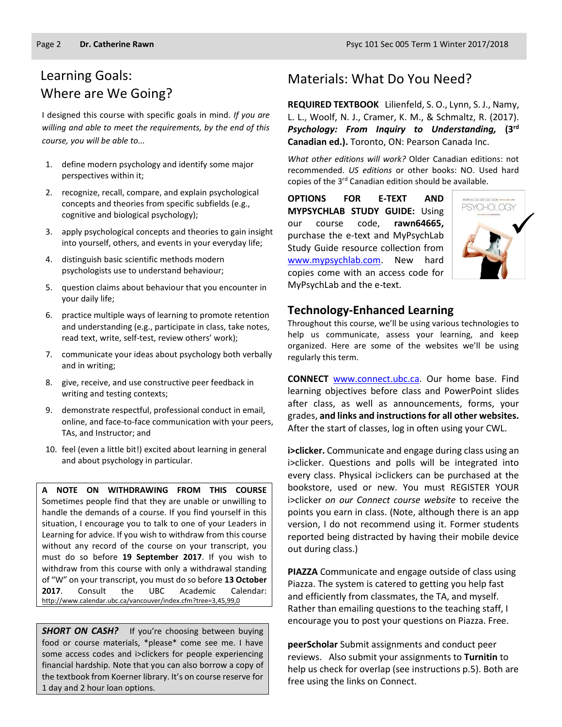## Learning Goals: Where are We Going?

I designed this course with specific goals in mind. *If you are willing and able to meet the requirements, by the end of this course, you will be able to...*

1. define modern psychology and identify some major perspectives within it;
2. recognize, recall, compare, and explain psychological concepts and theories from specific subfields (e.g., cognitive and biological psychology);
3. apply psychological concepts and theories to gain insight into yourself, others, and events in your everyday life;
4. distinguish basic scientific methods modern psychologists use to understand behaviour;
5. question claims about behaviour that you encounter in your daily life;
6. practice multiple ways of learning to promote retention and understanding (e.g., participate in class, take notes, read text, write, self-test, review others' work);
7. communicate your ideas about psychology both verbally and in writing;
8. give, receive, and use constructive peer feedback in writing and testing contexts;
9. demonstrate respectful, professional conduct in email, online, and face-to-face communication with your peers, TAs, and Instructor; and
10. feel (even a little bit!) excited about learning in general and about psychology in particular.

**A NOTE ON WITHDRAWING FROM THIS COURSE** Sometimes people find that they are unable or unwilling to handle the demands of a course. If you find yourself in this situation, I encourage you to talk to one of your Leaders in Learning for advice. If you wish to withdraw from this course without any record of the course on your transcript, you must do so before **19 September 2017**. If you wish to withdraw from this course with only a withdrawal standing of "W" on your transcript, you must do so before **13 October 2017**. Consult the UBC Academic Calendar: http://www.calendar.ubc.ca/vancouver/index.cfm?tree=3,45,99,0

***SHORT ON CASH?*** If you're choosing between buying food or course materials, \*please\* come see me. I have some access codes and i>clickers for people experiencing financial hardship. Note that you can also borrow a copy of the textbook from Koerner library. It's on course reserve for 1 day and 2 hour loan options.

## Materials: What Do You Need?

**REQUIRED TEXTBOOK** Lilienfeld, S. O., Lynn, S. J., Namy, L. L., Woolf, N. J., Cramer, K. M., & Schmaltz, R. (2017). ***Psychology: From Inquiry to Understanding,* (3rd Canadian ed.).** Toronto, ON: Pearson Canada Inc.

*What other editions will work?* Older Canadian editions: not recommended. *US editions* or other books: NO. Used hard copies of the 3rd Canadian edition should be available.

**OPTIONS FOR E-TEXT AND MYPSYCHLAB STUDY GUIDE:** Using our course code, **rawn64665,** purchase the e-text and MyPsychLab Study Guide resource collection from www.mypsychlab.com. New hard copies come with an access code for MyPsychLab and the e-text.

### Technology-Enhanced Learning

Throughout this course, we'll be using various technologies to help us communicate, assess your learning, and keep organized. Here are some of the websites we'll be using regularly this term.

**CONNECT** www.connect.ubc.ca. Our home base. Find learning objectives before class and PowerPoint slides after class, as well as announcements, forms, your grades, **and links and instructions for all other websites.** After the start of classes, log in often using your CWL.

**i>clicker.** Communicate and engage during class using an i>clicker. Questions and polls will be integrated into every class. Physical i>clickers can be purchased at the bookstore, used or new. You must REGISTER YOUR i>clicker *on our Connect course website* to receive the points you earn in class. (Note, although there is an app version, I do not recommend using it. Former students reported being distracted by having their mobile device out during class.)

**PIAZZA** Communicate and engage outside of class using Piazza. The system is catered to getting you help fast and efficiently from classmates, the TA, and myself. Rather than emailing questions to the teaching staff, I encourage you to post your questions on Piazza. Free.

**peerScholar** Submit assignments and conduct peer reviews. Also submit your assignments to **Turnitin** to help us check for overlap (see instructions p.5). Both are free using the links on Connect.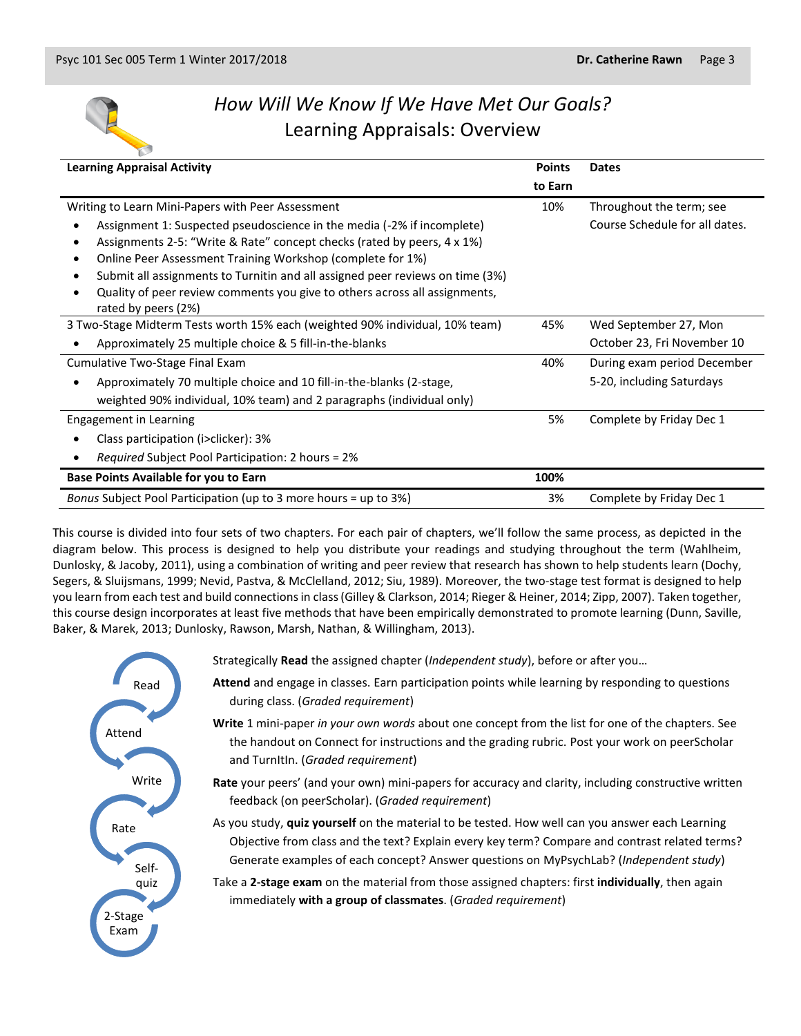## *How Will We Know If We Have Met Our Goals?*
## Learning Appraisals: Overview

| Learning Appraisal Activity | Points to Earn | Dates |
|---|---|---|
| Writing to Learn Mini-Papers with Peer Assessment<br>• Assignment 1: Suspected pseudoscience in the media (-2% if incomplete)<br>• Assignments 2-5: "Write & Rate" concept checks (rated by peers, 4 x 1%)<br>• Online Peer Assessment Training Workshop (complete for 1%)<br>• Submit all assignments to Turnitin and all assigned peer reviews on time (3%)<br>• Quality of peer review comments you give to others across all assignments, rated by peers (2%) | 10% | Throughout the term; see Course Schedule for all dates. |
| 3 Two-Stage Midterm Tests worth 15% each (weighted 90% individual, 10% team)<br>• Approximately 25 multiple choice & 5 fill-in-the-blanks | 45% | Wed September 27, Mon October 23, Fri November 10 |
| Cumulative Two-Stage Final Exam<br>• Approximately 70 multiple choice and 10 fill-in-the-blanks (2-stage, weighted 90% individual, 10% team) and 2 paragraphs (individual only) | 40% | During exam period December 5-20, including Saturdays |
| Engagement in Learning<br>• Class participation (i>clicker): 3%<br>• *Required* Subject Pool Participation: 2 hours = 2% | 5% | Complete by Friday Dec 1 |
| **Base Points Available for you to Earn** | **100%** | |
| *Bonus* Subject Pool Participation (up to 3 more hours = up to 3%) | 3% | Complete by Friday Dec 1 |

This course is divided into four sets of two chapters. For each pair of chapters, we'll follow the same process, as depicted in the diagram below. This process is designed to help you distribute your readings and studying throughout the term (Wahlheim, Dunlosky, & Jacoby, 2011), using a combination of writing and peer review that research has shown to help students learn (Dochy, Segers, & Sluijsmans, 1999; Nevid, Pastva, & McClelland, 2012; Siu, 1989). Moreover, the two-stage test format is designed to help you learn from each test and build connections in class (Gilley & Clarkson, 2014; Rieger & Heiner, 2014; Zipp, 2007). Taken together, this course design incorporates at least five methods that have been empirically demonstrated to promote learning (Dunn, Saville, Baker, & Marek, 2013; Dunlosky, Rawson, Marsh, Nathan, & Willingham, 2013).

Read → Attend → Write → Rate → Self-quiz → 2-Stage Exam

Strategically **Read** the assigned chapter (*Independent study*), before or after you…

**Attend** and engage in classes. Earn participation points while learning by responding to questions during class. (*Graded requirement*)

**Write** 1 mini-paper *in your own words* about one concept from the list for one of the chapters. See the handout on Connect for instructions and the grading rubric. Post your work on peerScholar and TurnItIn. (*Graded requirement*)

**Rate** your peers' (and your own) mini-papers for accuracy and clarity, including constructive written feedback (on peerScholar). (*Graded requirement*)

As you study, **quiz yourself** on the material to be tested. How well can you answer each Learning Objective from class and the text? Explain every key term? Compare and contrast related terms? Generate examples of each concept? Answer questions on MyPsychLab? (*Independent study*)

Take a **2-stage exam** on the material from those assigned chapters: first **individually**, then again immediately **with a group of classmates**. (*Graded requirement*)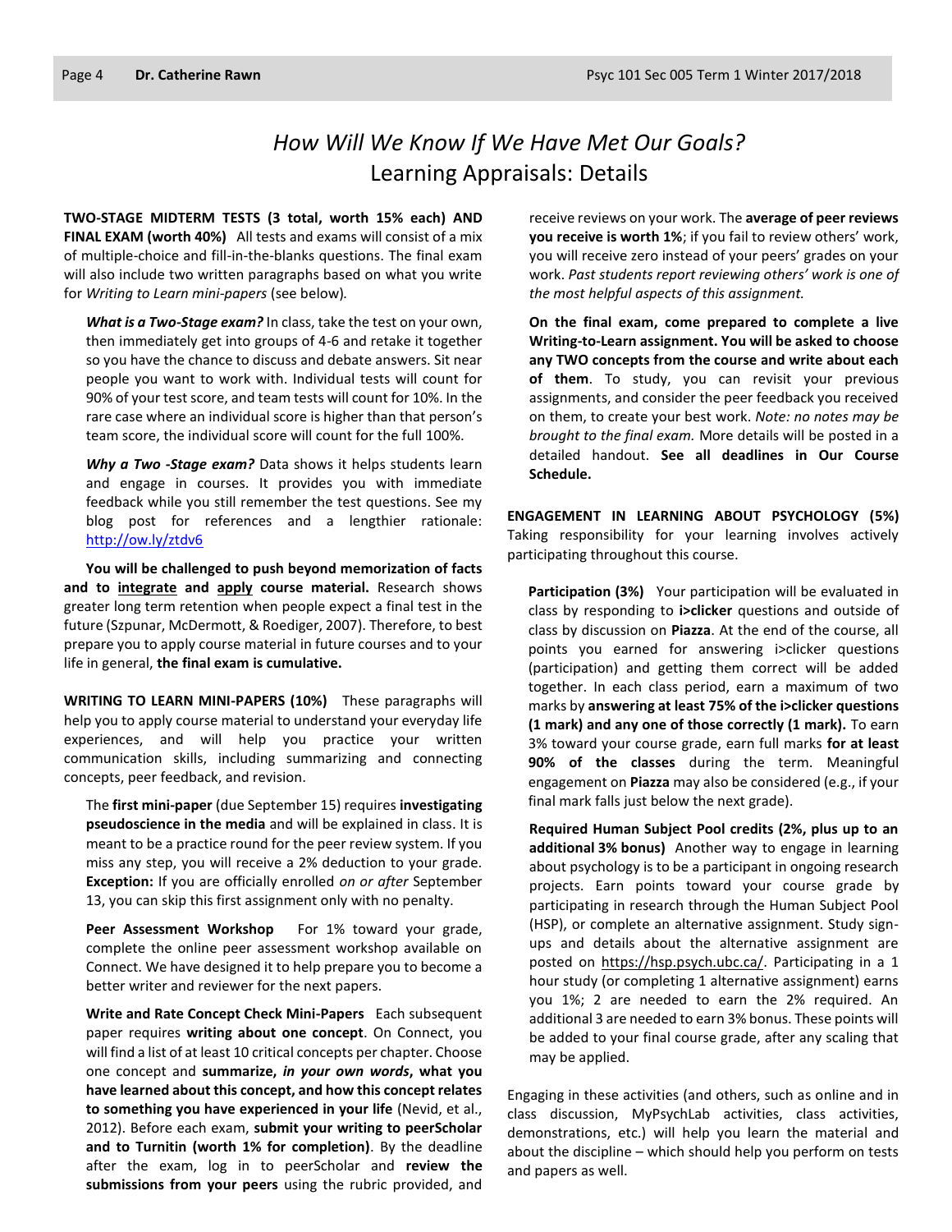# *How Will We Know If We Have Met Our Goals?*
## Learning Appraisals: Details

**TWO-STAGE MIDTERM TESTS (3 total, worth 15% each) AND FINAL EXAM (worth 40%)** All tests and exams will consist of a mix of multiple-choice and fill-in-the-blanks questions. The final exam will also include two written paragraphs based on what you write for *Writing to Learn mini-papers* (see below).

***What is a Two-Stage exam?*** In class, take the test on your own, then immediately get into groups of 4-6 and retake it together so you have the chance to discuss and debate answers. Sit near people you want to work with. Individual tests will count for 90% of your test score, and team tests will count for 10%. In the rare case where an individual score is higher than that person's team score, the individual score will count for the full 100%.

***Why a Two -Stage exam?*** Data shows it helps students learn and engage in courses. It provides you with immediate feedback while you still remember the test questions. See my blog post for references and a lengthier rationale: http://ow.ly/ztdv6

**You will be challenged to push beyond memorization of facts and to <u>integrate</u> and <u>apply</u> course material.** Research shows greater long term retention when people expect a final test in the future (Szpunar, McDermott, & Roediger, 2007). Therefore, to best prepare you to apply course material in future courses and to your life in general, **the final exam is cumulative.**

**WRITING TO LEARN MINI-PAPERS (10%)** These paragraphs will help you to apply course material to understand your everyday life experiences, and will help you practice your written communication skills, including summarizing and connecting concepts, peer feedback, and revision.

The **first mini-paper** (due September 15) requires **investigating pseudoscience in the media** and will be explained in class. It is meant to be a practice round for the peer review system. If you miss any step, you will receive a 2% deduction to your grade. **Exception:** If you are officially enrolled *on or after* September 13, you can skip this first assignment only with no penalty.

**Peer Assessment Workshop** For 1% toward your grade, complete the online peer assessment workshop available on Connect. We have designed it to help prepare you to become a better writer and reviewer for the next papers.

**Write and Rate Concept Check Mini-Papers** Each subsequent paper requires **writing about one concept**. On Connect, you will find a list of at least 10 critical concepts per chapter. Choose one concept and **summarize, *in your own words*, what you have learned about this concept, and how this concept relates to something you have experienced in your life** (Nevid, et al., 2012). Before each exam, **submit your writing to peerScholar and to Turnitin (worth 1% for completion)**. By the deadline after the exam, log in to peerScholar and **review the submissions from your peers** using the rubric provided, and receive reviews on your work. The **average of peer reviews you receive is worth 1%**; if you fail to review others' work, you will receive zero instead of your peers' grades on your work. *Past students report reviewing others' work is one of the most helpful aspects of this assignment.*

**On the final exam, come prepared to complete a live Writing-to-Learn assignment. You will be asked to choose any TWO concepts from the course and write about each of them**. To study, you can revisit your previous assignments, and consider the peer feedback you received on them, to create your best work. *Note: no notes may be brought to the final exam.* More details will be posted in a detailed handout. **See all deadlines in Our Course Schedule.**

**ENGAGEMENT IN LEARNING ABOUT PSYCHOLOGY (5%)** Taking responsibility for your learning involves actively participating throughout this course.

**Participation (3%)** Your participation will be evaluated in class by responding to **i>clicker** questions and outside of class by discussion on **Piazza**. At the end of the course, all points you earned for answering i>clicker questions (participation) and getting them correct will be added together. In each class period, earn a maximum of two marks by **answering at least 75% of the i>clicker questions (1 mark) and any one of those correctly (1 mark).** To earn 3% toward your course grade, earn full marks **for at least 90% of the classes** during the term. Meaningful engagement on **Piazza** may also be considered (e.g., if your final mark falls just below the next grade).

**Required Human Subject Pool credits (2%, plus up to an additional 3% bonus)** Another way to engage in learning about psychology is to be a participant in ongoing research projects. Earn points toward your course grade by participating in research through the Human Subject Pool (HSP), or complete an alternative assignment. Study sign-ups and details about the alternative assignment are posted on https://hsp.psych.ubc.ca/. Participating in a 1 hour study (or completing 1 alternative assignment) earns you 1%; 2 are needed to earn the 2% required. An additional 3 are needed to earn 3% bonus. These points will be added to your final course grade, after any scaling that may be applied.

Engaging in these activities (and others, such as online and in class discussion, MyPsychLab activities, class activities, demonstrations, etc.) will help you learn the material and about the discipline – which should help you perform on tests and papers as well.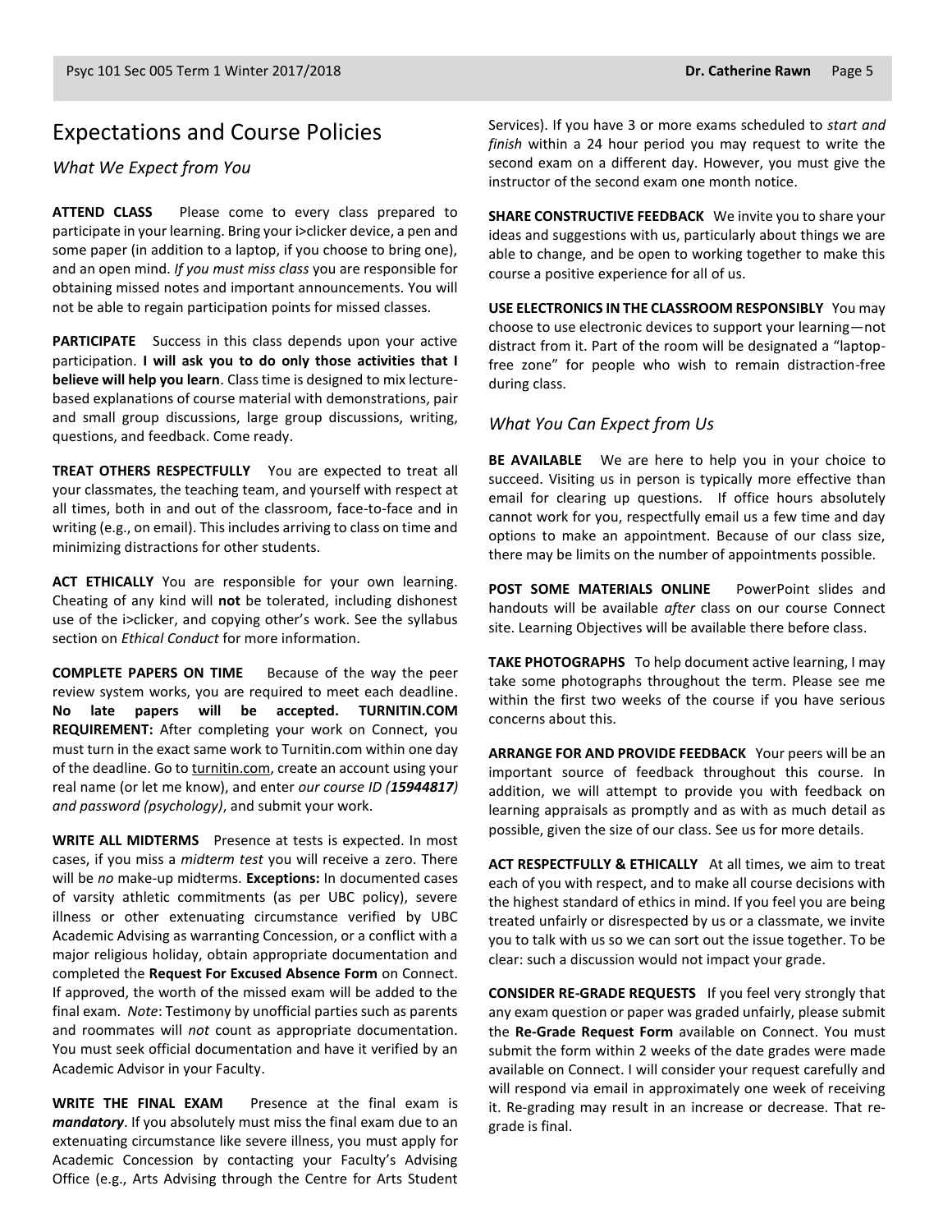## Expectations and Course Policies

### What We Expect from You

**ATTEND CLASS** Please come to every class prepared to participate in your learning. Bring your i>clicker device, a pen and some paper (in addition to a laptop, if you choose to bring one), and an open mind. *If you must miss class* you are responsible for obtaining missed notes and important announcements. You will not be able to regain participation points for missed classes.

**PARTICIPATE** Success in this class depends upon your active participation. **I will ask you to do only those activities that I believe will help you learn**. Class time is designed to mix lecture-based explanations of course material with demonstrations, pair and small group discussions, large group discussions, writing, questions, and feedback. Come ready.

**TREAT OTHERS RESPECTFULLY** You are expected to treat all your classmates, the teaching team, and yourself with respect at all times, both in and out of the classroom, face-to-face and in writing (e.g., on email). This includes arriving to class on time and minimizing distractions for other students.

**ACT ETHICALLY** You are responsible for your own learning. Cheating of any kind will **not** be tolerated, including dishonest use of the i>clicker, and copying other's work. See the syllabus section on *Ethical Conduct* for more information.

**COMPLETE PAPERS ON TIME** Because of the way the peer review system works, you are required to meet each deadline. **No late papers will be accepted. TURNITIN.COM REQUIREMENT:** After completing your work on Connect, you must turn in the exact same work to Turnitin.com within one day of the deadline. Go to turnitin.com, create an account using your real name (or let me know), and enter *our course ID (**15944817**) and password (psychology)*, and submit your work.

**WRITE ALL MIDTERMS** Presence at tests is expected. In most cases, if you miss a *midterm test* you will receive a zero. There will be *no* make-up midterms. **Exceptions:** In documented cases of varsity athletic commitments (as per UBC policy), severe illness or other extenuating circumstance verified by UBC Academic Advising as warranting Concession, or a conflict with a major religious holiday, obtain appropriate documentation and completed the **Request For Excused Absence Form** on Connect. If approved, the worth of the missed exam will be added to the final exam. *Note*: Testimony by unofficial parties such as parents and roommates will *not* count as appropriate documentation. You must seek official documentation and have it verified by an Academic Advisor in your Faculty.

**WRITE THE FINAL EXAM** Presence at the final exam is ***mandatory***. If you absolutely must miss the final exam due to an extenuating circumstance like severe illness, you must apply for Academic Concession by contacting your Faculty's Advising Office (e.g., Arts Advising through the Centre for Arts Student Services). If you have 3 or more exams scheduled to *start and finish* within a 24 hour period you may request to write the second exam on a different day. However, you must give the instructor of the second exam one month notice.

**SHARE CONSTRUCTIVE FEEDBACK** We invite you to share your ideas and suggestions with us, particularly about things we are able to change, and be open to working together to make this course a positive experience for all of us.

**USE ELECTRONICS IN THE CLASSROOM RESPONSIBLY** You may choose to use electronic devices to support your learning—not distract from it. Part of the room will be designated a "laptop-free zone" for people who wish to remain distraction-free during class.

### What You Can Expect from Us

**BE AVAILABLE** We are here to help you in your choice to succeed. Visiting us in person is typically more effective than email for clearing up questions. If office hours absolutely cannot work for you, respectfully email us a few time and day options to make an appointment. Because of our class size, there may be limits on the number of appointments possible.

**POST SOME MATERIALS ONLINE** PowerPoint slides and handouts will be available *after* class on our course Connect site. Learning Objectives will be available there before class.

**TAKE PHOTOGRAPHS** To help document active learning, I may take some photographs throughout the term. Please see me within the first two weeks of the course if you have serious concerns about this.

**ARRANGE FOR AND PROVIDE FEEDBACK** Your peers will be an important source of feedback throughout this course. In addition, we will attempt to provide you with feedback on learning appraisals as promptly and as with as much detail as possible, given the size of our class. See us for more details.

**ACT RESPECTFULLY & ETHICALLY** At all times, we aim to treat each of you with respect, and to make all course decisions with the highest standard of ethics in mind. If you feel you are being treated unfairly or disrespected by us or a classmate, we invite you to talk with us so we can sort out the issue together. To be clear: such a discussion would not impact your grade.

**CONSIDER RE-GRADE REQUESTS** If you feel very strongly that any exam question or paper was graded unfairly, please submit the **Re-Grade Request Form** available on Connect. You must submit the form within 2 weeks of the date grades were made available on Connect. I will consider your request carefully and will respond via email in approximately one week of receiving it. Re-grading may result in an increase or decrease. That re-grade is final.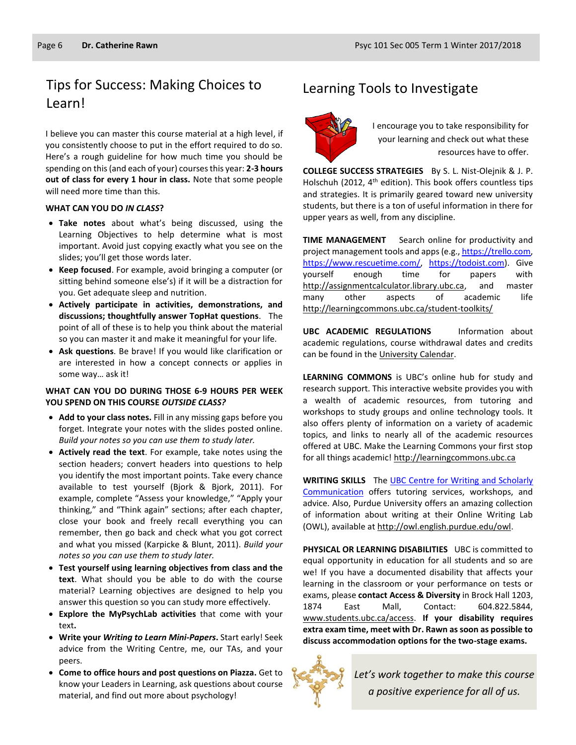## Tips for Success: Making Choices to Learn!

I believe you can master this course material at a high level, if you consistently choose to put in the effort required to do so. Here's a rough guideline for how much time you should be spending on this (and each of your) courses this year: **2-3 hours out of class for every 1 hour in class.** Note that some people will need more time than this.

**WHAT CAN YOU DO *IN CLASS*?**

- **Take notes** about what's being discussed, using the Learning Objectives to help determine what is most important. Avoid just copying exactly what you see on the slides; you'll get those words later.
- **Keep focused**. For example, avoid bringing a computer (or sitting behind someone else's) if it will be a distraction for you. Get adequate sleep and nutrition.
- **Actively participate in activities, demonstrations, and discussions; thoughtfully answer TopHat questions**. The point of all of these is to help you think about the material so you can master it and make it meaningful for your life.
- **Ask questions**. Be brave! If you would like clarification or are interested in how a concept connects or applies in some way… ask it!

**WHAT CAN YOU DO DURING THOSE 6-9 HOURS PER WEEK YOU SPEND ON THIS COURSE *OUTSIDE CLASS?***

- **Add to your class notes.** Fill in any missing gaps before you forget. Integrate your notes with the slides posted online. *Build your notes so you can use them to study later.*
- **Actively read the text**. For example, take notes using the section headers; convert headers into questions to help you identify the most important points. Take every chance available to test yourself (Bjork & Bjork, 2011). For example, complete "Assess your knowledge," "Apply your thinking," and "Think again" sections; after each chapter, close your book and freely recall everything you can remember, then go back and check what you got correct and what you missed (Karpicke & Blunt, 2011). *Build your notes so you can use them to study later.*
- **Test yourself using learning objectives from class and the text**. What should you be able to do with the course material? Learning objectives are designed to help you answer this question so you can study more effectively.
- **Explore the MyPsychLab activities** that come with your text**.**
- **Write your *Writing to Learn Mini-Papers***. Start early! Seek advice from the Writing Centre, me, our TAs, and your peers.
- **Come to office hours and post questions on Piazza.** Get to know your Leaders in Learning, ask questions about course material, and find out more about psychology!

## Learning Tools to Investigate

I encourage you to take responsibility for your learning and check out what these resources have to offer.

**COLLEGE SUCCESS STRATEGIES** By S. L. Nist-Olejnik & J. P. Holschuh (2012, 4th edition). This book offers countless tips and strategies. It is primarily geared toward new university students, but there is a ton of useful information in there for upper years as well, from any discipline.

**TIME MANAGEMENT** Search online for productivity and project management tools and apps (e.g., https://trello.com, https://www.rescuetime.com/, https://todoist.com). Give yourself enough time for papers with http://assignmentcalculator.library.ubc.ca, and master many other aspects of academic life http://learningcommons.ubc.ca/student-toolkits/

**UBC ACADEMIC REGULATIONS** Information about academic regulations, course withdrawal dates and credits can be found in the University Calendar.

**LEARNING COMMONS** is UBC's online hub for study and research support. This interactive website provides you with a wealth of academic resources, from tutoring and workshops to study groups and online technology tools. It also offers plenty of information on a variety of academic topics, and links to nearly all of the academic resources offered at UBC. Make the Learning Commons your first stop for all things academic! http://learningcommons.ubc.ca

**WRITING SKILLS** The UBC Centre for Writing and Scholarly Communication offers tutoring services, workshops, and advice. Also, Purdue University offers an amazing collection of information about writing at their Online Writing Lab (OWL), available at http://owl.english.purdue.edu/owl.

**PHYSICAL OR LEARNING DISABILITIES** UBC is committed to equal opportunity in education for all students and so are we! If you have a documented disability that affects your learning in the classroom or your performance on tests or exams, please **contact Access & Diversity** in Brock Hall 1203, 1874 East Mall, Contact: 604.822.5844, www.students.ubc.ca/access. **If your disability requires extra exam time, meet with Dr. Rawn as soon as possible to discuss accommodation options for the two-stage exams.**

*Let's work together to make this course a positive experience for all of us.*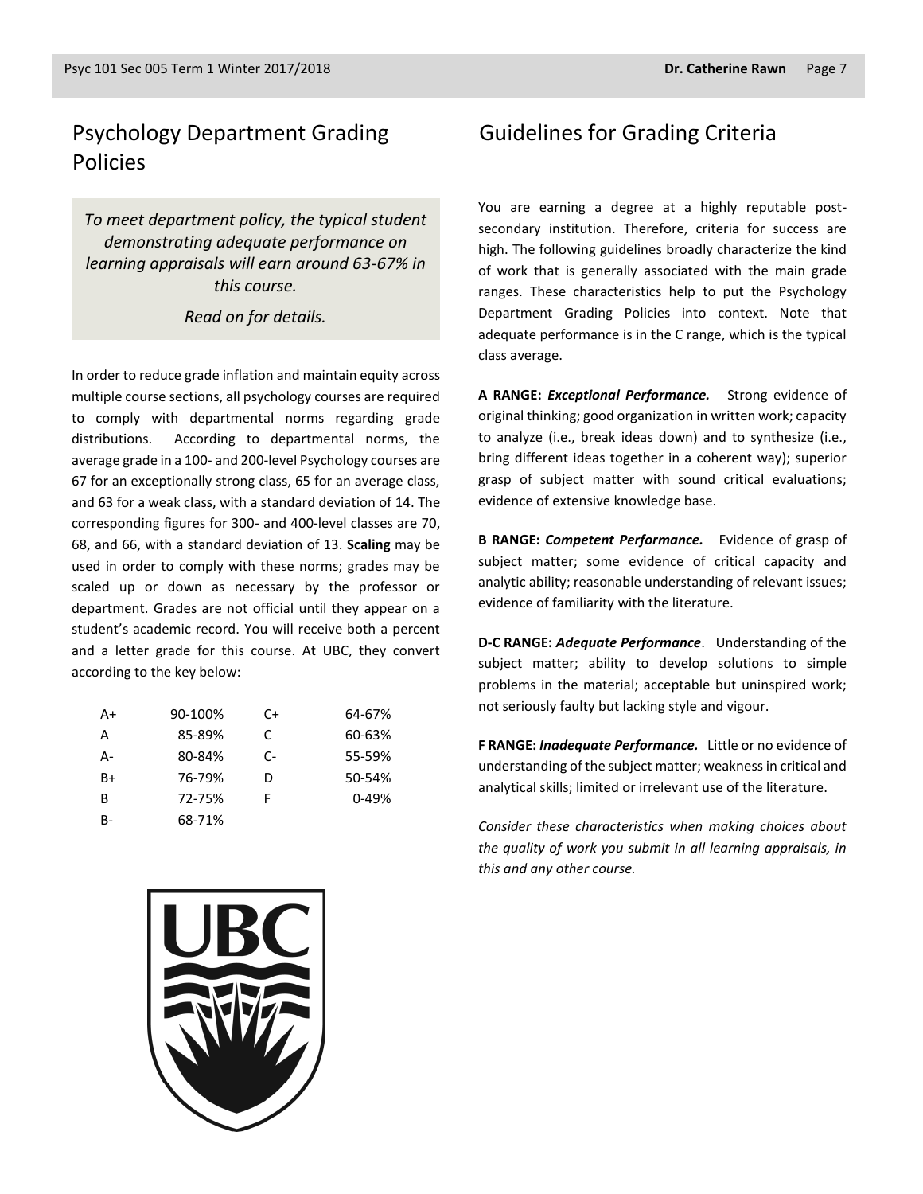## Psychology Department Grading Policies

*To meet department policy, the typical student demonstrating adequate performance on learning appraisals will earn around 63-67% in this course.*

*Read on for details.*

In order to reduce grade inflation and maintain equity across multiple course sections, all psychology courses are required to comply with departmental norms regarding grade distributions. According to departmental norms, the average grade in a 100- and 200-level Psychology courses are 67 for an exceptionally strong class, 65 for an average class, and 63 for a weak class, with a standard deviation of 14. The corresponding figures for 300- and 400-level classes are 70, 68, and 66, with a standard deviation of 13. **Scaling** may be used in order to comply with these norms; grades may be scaled up or down as necessary by the professor or department. Grades are not official until they appear on a student's academic record. You will receive both a percent and a letter grade for this course. At UBC, they convert according to the key below:

| | | | |
|---|---|---|---|
| A+ | 90-100% | C+ | 64-67% |
| A | 85-89% | C | 60-63% |
| A- | 80-84% | C- | 55-59% |
| B+ | 76-79% | D | 50-54% |
| B | 72-75% | F | 0-49% |
| B- | 68-71% | | |

## Guidelines for Grading Criteria

You are earning a degree at a highly reputable post-secondary institution. Therefore, criteria for success are high. The following guidelines broadly characterize the kind of work that is generally associated with the main grade ranges. These characteristics help to put the Psychology Department Grading Policies into context. Note that adequate performance is in the C range, which is the typical class average.

**A RANGE: *Exceptional Performance.*** Strong evidence of original thinking; good organization in written work; capacity to analyze (i.e., break ideas down) and to synthesize (i.e., bring different ideas together in a coherent way); superior grasp of subject matter with sound critical evaluations; evidence of extensive knowledge base.

**B RANGE: *Competent Performance.*** Evidence of grasp of subject matter; some evidence of critical capacity and analytic ability; reasonable understanding of relevant issues; evidence of familiarity with the literature.

**D-C RANGE: *Adequate Performance*.** Understanding of the subject matter; ability to develop solutions to simple problems in the material; acceptable but uninspired work; not seriously faulty but lacking style and vigour.

**F RANGE: *Inadequate Performance.*** Little or no evidence of understanding of the subject matter; weakness in critical and analytical skills; limited or irrelevant use of the literature.

*Consider these characteristics when making choices about the quality of work you submit in all learning appraisals, in this and any other course.*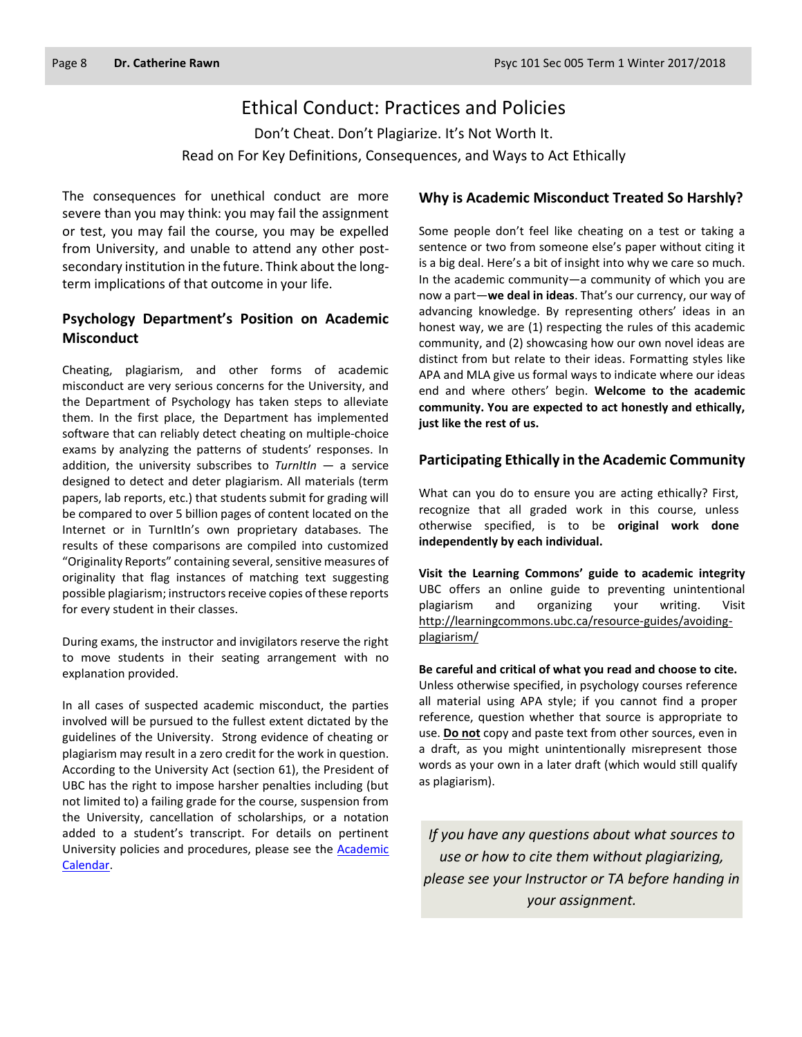# Ethical Conduct: Practices and Policies

Don't Cheat. Don't Plagiarize. It's Not Worth It.

Read on For Key Definitions, Consequences, and Ways to Act Ethically

The consequences for unethical conduct are more severe than you may think: you may fail the assignment or test, you may fail the course, you may be expelled from University, and unable to attend any other post-secondary institution in the future. Think about the long-term implications of that outcome in your life.

### Psychology Department's Position on Academic Misconduct

Cheating, plagiarism, and other forms of academic misconduct are very serious concerns for the University, and the Department of Psychology has taken steps to alleviate them. In the first place, the Department has implemented software that can reliably detect cheating on multiple-choice exams by analyzing the patterns of students' responses. In addition, the university subscribes to *TurnItIn* — a service designed to detect and deter plagiarism. All materials (term papers, lab reports, etc.) that students submit for grading will be compared to over 5 billion pages of content located on the Internet or in TurnItIn's own proprietary databases. The results of these comparisons are compiled into customized "Originality Reports" containing several, sensitive measures of originality that flag instances of matching text suggesting possible plagiarism; instructors receive copies of these reports for every student in their classes.

During exams, the instructor and invigilators reserve the right to move students in their seating arrangement with no explanation provided.

In all cases of suspected academic misconduct, the parties involved will be pursued to the fullest extent dictated by the guidelines of the University. Strong evidence of cheating or plagiarism may result in a zero credit for the work in question. According to the University Act (section 61), the President of UBC has the right to impose harsher penalties including (but not limited to) a failing grade for the course, suspension from the University, cancellation of scholarships, or a notation added to a student's transcript. For details on pertinent University policies and procedures, please see the Academic Calendar.

### Why is Academic Misconduct Treated So Harshly?

Some people don't feel like cheating on a test or taking a sentence or two from someone else's paper without citing it is a big deal. Here's a bit of insight into why we care so much. In the academic community—a community of which you are now a part—**we deal in ideas**. That's our currency, our way of advancing knowledge. By representing others' ideas in an honest way, we are (1) respecting the rules of this academic community, and (2) showcasing how our own novel ideas are distinct from but relate to their ideas. Formatting styles like APA and MLA give us formal ways to indicate where our ideas end and where others' begin. **Welcome to the academic community. You are expected to act honestly and ethically, just like the rest of us.**

### Participating Ethically in the Academic Community

What can you do to ensure you are acting ethically? First, recognize that all graded work in this course, unless otherwise specified, is to be **original work done independently by each individual.**

**Visit the Learning Commons' guide to academic integrity** UBC offers an online guide to preventing unintentional plagiarism and organizing your writing. Visit http://learningcommons.ubc.ca/resource-guides/avoiding-plagiarism/

**Be careful and critical of what you read and choose to cite.** Unless otherwise specified, in psychology courses reference all material using APA style; if you cannot find a proper reference, question whether that source is appropriate to use. **Do not** copy and paste text from other sources, even in a draft, as you might unintentionally misrepresent those words as your own in a later draft (which would still qualify as plagiarism).

*If you have any questions about what sources to use or how to cite them without plagiarizing, please see your Instructor or TA before handing in your assignment.*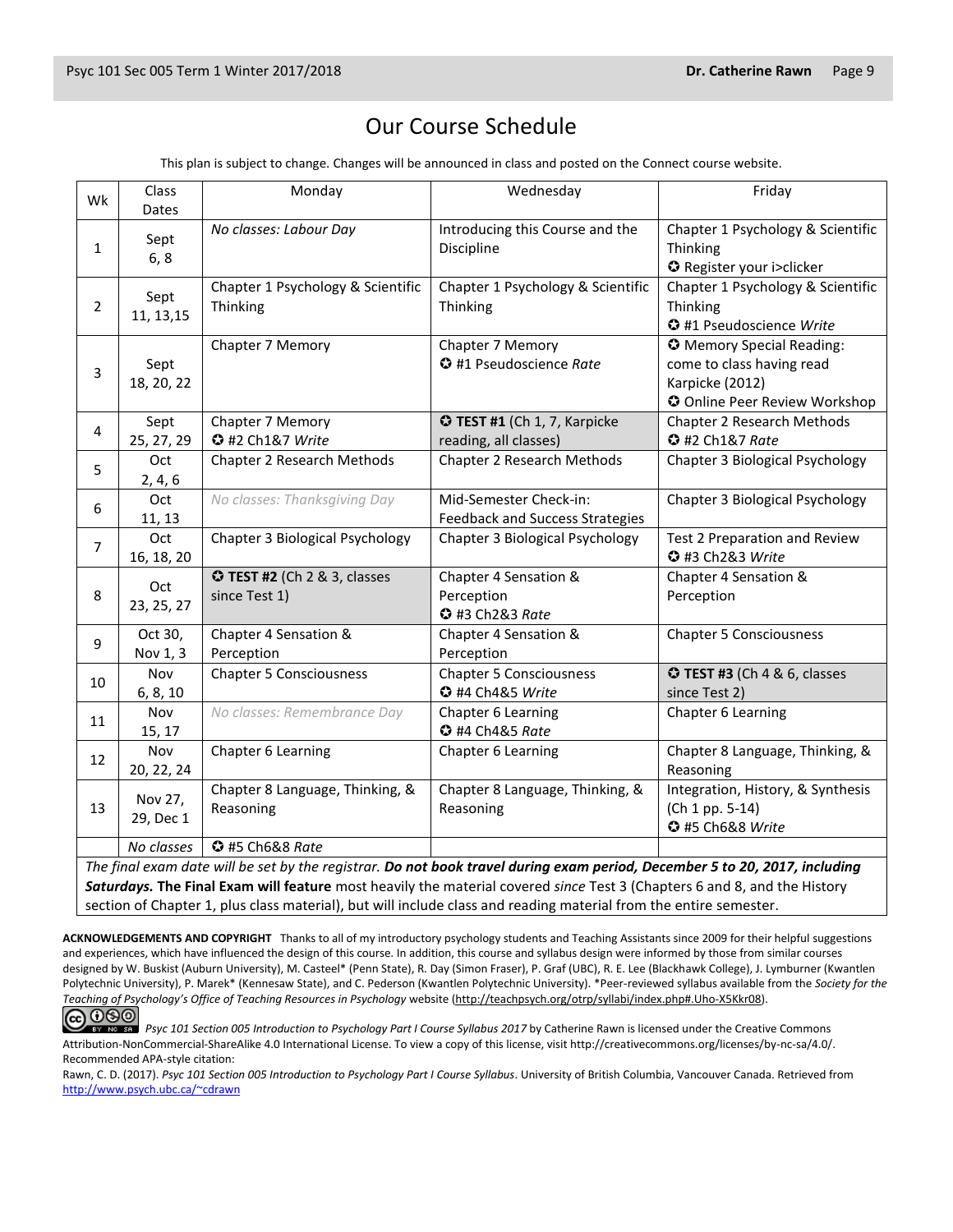# Our Course Schedule

This plan is subject to change. Changes will be announced in class and posted on the Connect course website.

| Wk | Class Dates | Monday | Wednesday | Friday |
|---|---|---|---|---|
| 1 | Sept 6, 8 | *No classes: Labour Day* | Introducing this Course and the Discipline | Chapter 1 Psychology & Scientific Thinking<br>✪ Register your i>clicker |
| 2 | Sept 11, 13,15 | Chapter 1 Psychology & Scientific Thinking | Chapter 1 Psychology & Scientific Thinking | Chapter 1 Psychology & Scientific Thinking<br>✪ #1 Pseudoscience *Write* |
| 3 | Sept 18, 20, 22 | Chapter 7 Memory | Chapter 7 Memory<br>✪ #1 Pseudoscience *Rate* | ✪ Memory Special Reading: come to class having read Karpicke (2012)<br>✪ Online Peer Review Workshop |
| 4 | Sept 25, 27, 29 | Chapter 7 Memory<br>✪ #2 Ch1&7 *Write* | ✪ **TEST #1** (Ch 1, 7, Karpicke reading, all classes) | Chapter 2 Research Methods<br>✪ #2 Ch1&7 *Rate* |
| 5 | Oct 2, 4, 6 | Chapter 2 Research Methods | Chapter 2 Research Methods | Chapter 3 Biological Psychology |
| 6 | Oct 11, 13 | *No classes: Thanksgiving Day* | Mid-Semester Check-in: Feedback and Success Strategies | Chapter 3 Biological Psychology |
| 7 | Oct 16, 18, 20 | Chapter 3 Biological Psychology | Chapter 3 Biological Psychology | Test 2 Preparation and Review<br>✪ #3 Ch2&3 *Write* |
| 8 | Oct 23, 25, 27 | ✪ **TEST #2** (Ch 2 & 3, classes since Test 1) | Chapter 4 Sensation & Perception<br>✪ #3 Ch2&3 *Rate* | Chapter 4 Sensation & Perception |
| 9 | Oct 30, Nov 1, 3 | Chapter 4 Sensation & Perception | Chapter 4 Sensation & Perception | Chapter 5 Consciousness |
| 10 | Nov 6, 8, 10 | Chapter 5 Consciousness | Chapter 5 Consciousness<br>✪ #4 Ch4&5 *Write* | ✪ **TEST #3** (Ch 4 & 6, classes since Test 2) |
| 11 | Nov 15, 17 | *No classes: Remembrance Day* | Chapter 6 Learning<br>✪ #4 Ch4&5 *Rate* | Chapter 6 Learning |
| 12 | Nov 20, 22, 24 | Chapter 6 Learning | Chapter 6 Learning | Chapter 8 Language, Thinking, & Reasoning |
| 13 | Nov 27, 29, Dec 1 | Chapter 8 Language, Thinking, & Reasoning | Chapter 8 Language, Thinking, & Reasoning | Integration, History, & Synthesis (Ch 1 pp. 5-14)<br>✪ #5 Ch6&8 *Write* |
| | *No classes* | ✪ #5 Ch6&8 *Rate* | | |

*The final exam date will be set by the registrar.* ***Do not book travel during exam period, December 5 to 20, 2017, including Saturdays.*** **The Final Exam will feature** most heavily the material covered *since* Test 3 (Chapters 6 and 8, and the History section of Chapter 1, plus class material), but will include class and reading material from the entire semester.

**ACKNOWLEDGEMENTS AND COPYRIGHT** Thanks to all of my introductory psychology students and Teaching Assistants since 2009 for their helpful suggestions and experiences, which have influenced the design of this course. In addition, this course and syllabus design were informed by those from similar courses designed by W. Buskist (Auburn University), M. Casteel* (Penn State), R. Day (Simon Fraser), P. Graf (UBC), R. E. Lee (Blackhawk College), J. Lymburner (Kwantlen Polytechnic University), P. Marek* (Kennesaw State), and C. Pederson (Kwantlen Polytechnic University). *Peer-reviewed syllabus available from the *Society for the Teaching of Psychology's Office of Teaching Resources in Psychology* website (http://teachpsych.org/otrp/syllabi/index.php#.Uho-X5Kkr08).

*Psyc 101 Section 005 Introduction to Psychology Part I Course Syllabus 2017* by Catherine Rawn is licensed under the Creative Commons Attribution-NonCommercial-ShareAlike 4.0 International License. To view a copy of this license, visit http://creativecommons.org/licenses/by-nc-sa/4.0/.
Recommended APA-style citation:
Rawn, C. D. (2017). *Psyc 101 Section 005 Introduction to Psychology Part I Course Syllabus*. University of British Columbia, Vancouver Canada. Retrieved from http://www.psych.ubc.ca/~cdrawn